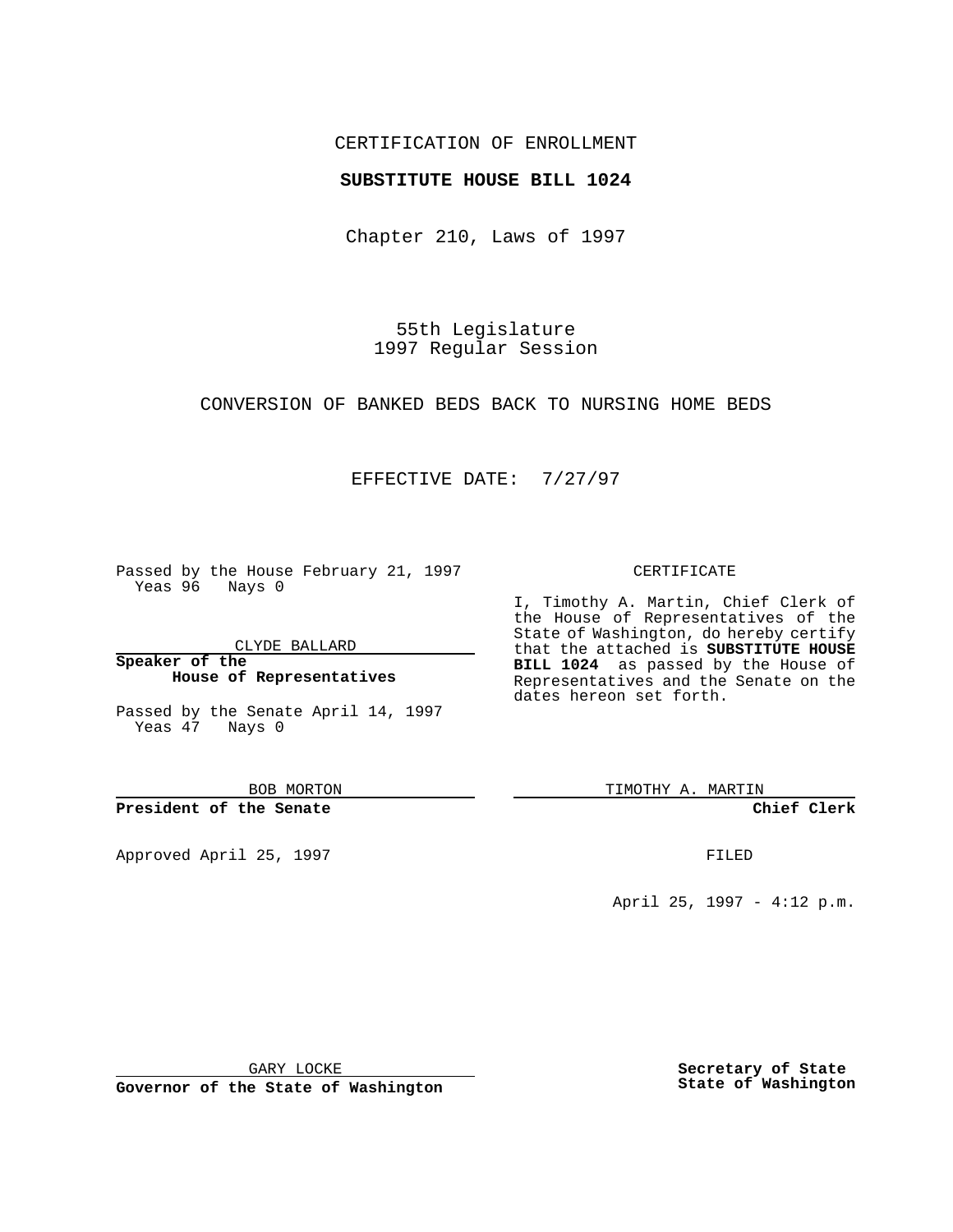CERTIFICATION OF ENROLLMENT

**SUBSTITUTE HOUSE BILL 1024**

Chapter 210, Laws of 1997

55th Legislature
1997 Regular Session

CONVERSION OF BANKED BEDS BACK TO NURSING HOME BEDS

EFFECTIVE DATE: 7/27/97

Passed by the House February 21, 1997
Yeas 96 Nays 0

CLYDE BALLARD

**Speaker of the House of Representatives**

Passed by the Senate April 14, 1997
Yeas 47 Nays 0

BOB MORTON

**President of the Senate**

Approved April 25, 1997

GARY LOCKE

**Governor of the State of Washington**

CERTIFICATE

I, Timothy A. Martin, Chief Clerk of the House of Representatives of the State of Washington, do hereby certify that the attached is **SUBSTITUTE HOUSE BILL 1024** as passed by the House of Representatives and the Senate on the dates hereon set forth.

TIMOTHY A. MARTIN

**Chief Clerk**

FILED

April 25, 1997 - 4:12 p.m.

**Secretary of State**
**State of Washington**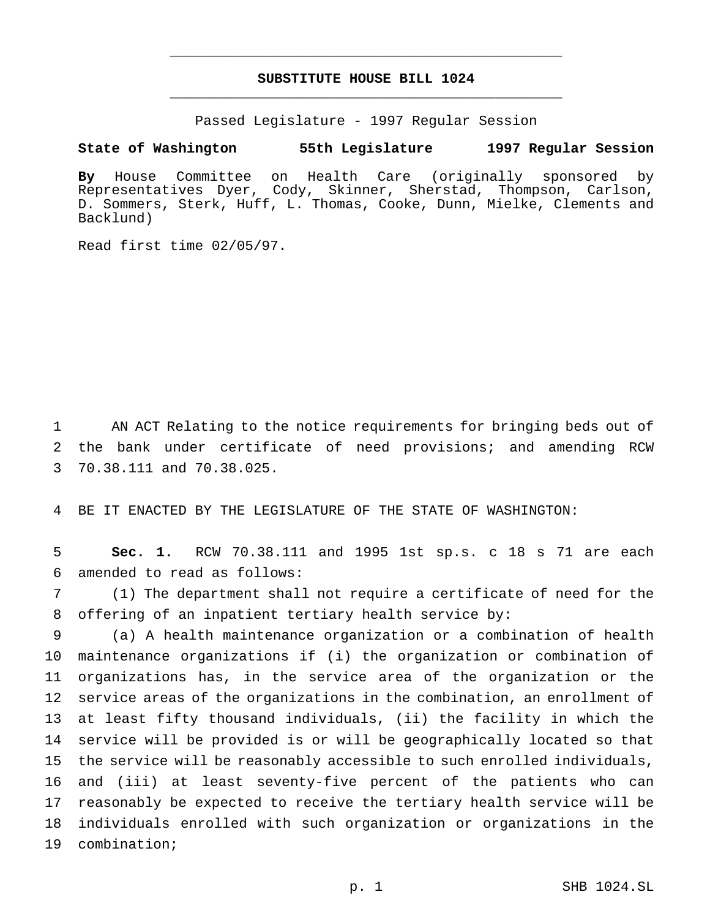# SUBSTITUTE HOUSE BILL 1024

Passed Legislature - 1997 Regular Session

**State of Washington 55th Legislature 1997 Regular Session**

**By** House Committee on Health Care (originally sponsored by Representatives Dyer, Cody, Skinner, Sherstad, Thompson, Carlson, D. Sommers, Sterk, Huff, L. Thomas, Cooke, Dunn, Mielke, Clements and Backlund)

Read first time 02/05/97.

1 AN ACT Relating to the notice requirements for bringing beds out of 2 the bank under certificate of need provisions; and amending RCW 3 70.38.111 and 70.38.025.

4 BE IT ENACTED BY THE LEGISLATURE OF THE STATE OF WASHINGTON:

5 **Sec. 1.** RCW 70.38.111 and 1995 1st sp.s. c 18 s 71 are each 6 amended to read as follows:

7 (1) The department shall not require a certificate of need for the 8 offering of an inpatient tertiary health service by:

9 (a) A health maintenance organization or a combination of health 10 maintenance organizations if (i) the organization or combination of 11 organizations has, in the service area of the organization or the 12 service areas of the organizations in the combination, an enrollment of 13 at least fifty thousand individuals, (ii) the facility in which the 14 service will be provided is or will be geographically located so that 15 the service will be reasonably accessible to such enrolled individuals, 16 and (iii) at least seventy-five percent of the patients who can 17 reasonably be expected to receive the tertiary health service will be 18 individuals enrolled with such organization or organizations in the 19 combination;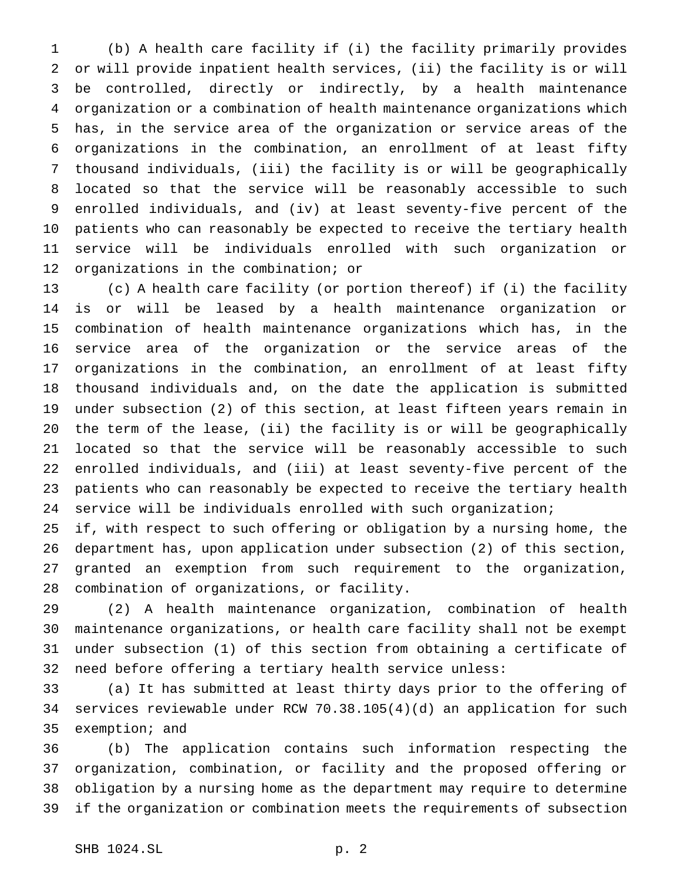(b) A health care facility if (i) the facility primarily provides or will provide inpatient health services, (ii) the facility is or will be controlled, directly or indirectly, by a health maintenance organization or a combination of health maintenance organizations which has, in the service area of the organization or service areas of the organizations in the combination, an enrollment of at least fifty thousand individuals, (iii) the facility is or will be geographically located so that the service will be reasonably accessible to such enrolled individuals, and (iv) at least seventy-five percent of the patients who can reasonably be expected to receive the tertiary health service will be individuals enrolled with such organization or organizations in the combination; or

(c) A health care facility (or portion thereof) if (i) the facility is or will be leased by a health maintenance organization or combination of health maintenance organizations which has, in the service area of the organization or the service areas of the organizations in the combination, an enrollment of at least fifty thousand individuals and, on the date the application is submitted under subsection (2) of this section, at least fifteen years remain in the term of the lease, (ii) the facility is or will be geographically located so that the service will be reasonably accessible to such enrolled individuals, and (iii) at least seventy-five percent of the patients who can reasonably be expected to receive the tertiary health service will be individuals enrolled with such organization;

if, with respect to such offering or obligation by a nursing home, the department has, upon application under subsection (2) of this section, granted an exemption from such requirement to the organization, combination of organizations, or facility.

(2) A health maintenance organization, combination of health maintenance organizations, or health care facility shall not be exempt under subsection (1) of this section from obtaining a certificate of need before offering a tertiary health service unless:

(a) It has submitted at least thirty days prior to the offering of services reviewable under RCW 70.38.105(4)(d) an application for such exemption; and

(b) The application contains such information respecting the organization, combination, or facility and the proposed offering or obligation by a nursing home as the department may require to determine if the organization or combination meets the requirements of subsection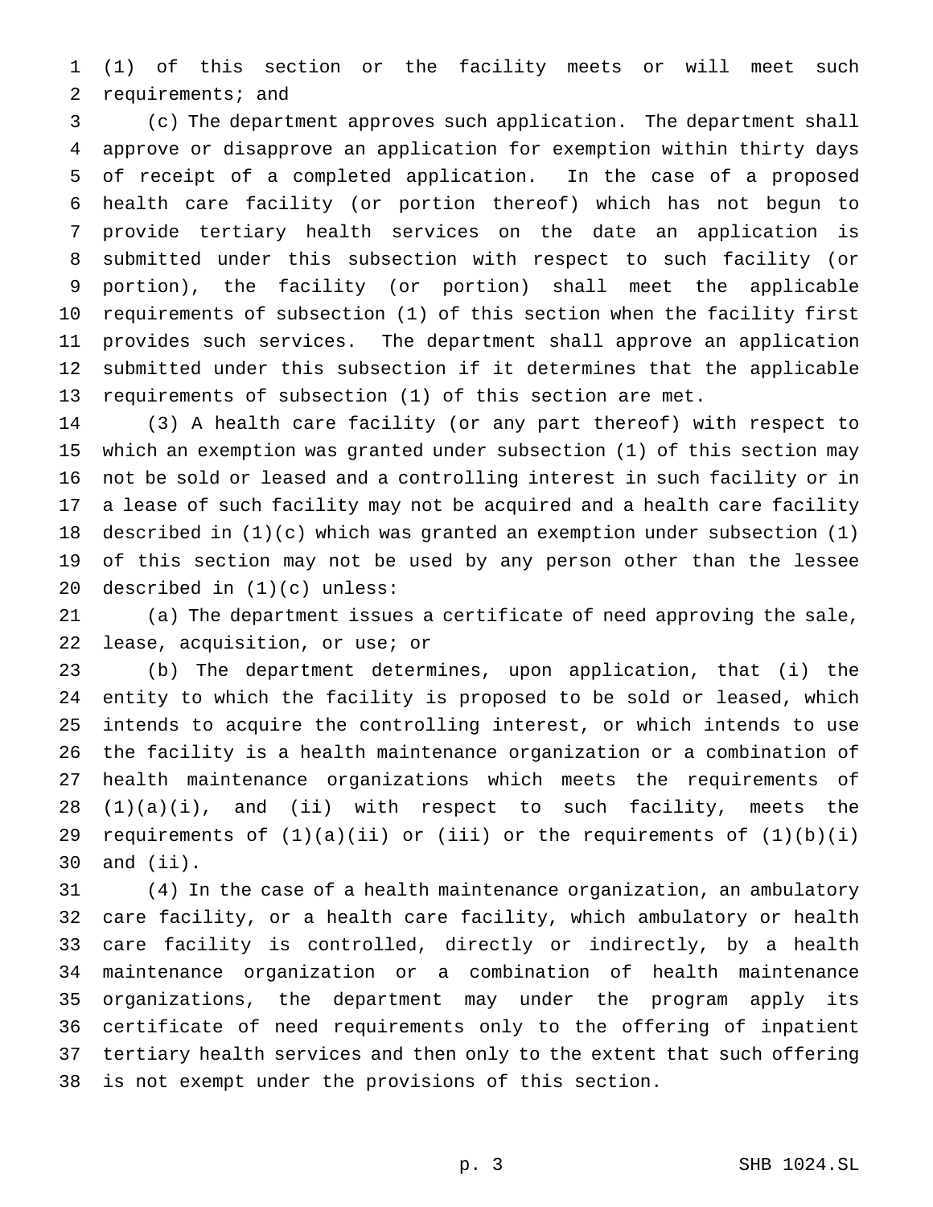(1) of this section or the facility meets or will meet such requirements; and

(c) The department approves such application. The department shall approve or disapprove an application for exemption within thirty days of receipt of a completed application. In the case of a proposed health care facility (or portion thereof) which has not begun to provide tertiary health services on the date an application is submitted under this subsection with respect to such facility (or portion), the facility (or portion) shall meet the applicable requirements of subsection (1) of this section when the facility first provides such services. The department shall approve an application submitted under this subsection if it determines that the applicable requirements of subsection (1) of this section are met.

(3) A health care facility (or any part thereof) with respect to which an exemption was granted under subsection (1) of this section may not be sold or leased and a controlling interest in such facility or in a lease of such facility may not be acquired and a health care facility described in (1)(c) which was granted an exemption under subsection (1) of this section may not be used by any person other than the lessee described in (1)(c) unless:

(a) The department issues a certificate of need approving the sale, lease, acquisition, or use; or

(b) The department determines, upon application, that (i) the entity to which the facility is proposed to be sold or leased, which intends to acquire the controlling interest, or which intends to use the facility is a health maintenance organization or a combination of health maintenance organizations which meets the requirements of (1)(a)(i), and (ii) with respect to such facility, meets the requirements of (1)(a)(ii) or (iii) or the requirements of (1)(b)(i) and (ii).

(4) In the case of a health maintenance organization, an ambulatory care facility, or a health care facility, which ambulatory or health care facility is controlled, directly or indirectly, by a health maintenance organization or a combination of health maintenance organizations, the department may under the program apply its certificate of need requirements only to the offering of inpatient tertiary health services and then only to the extent that such offering is not exempt under the provisions of this section.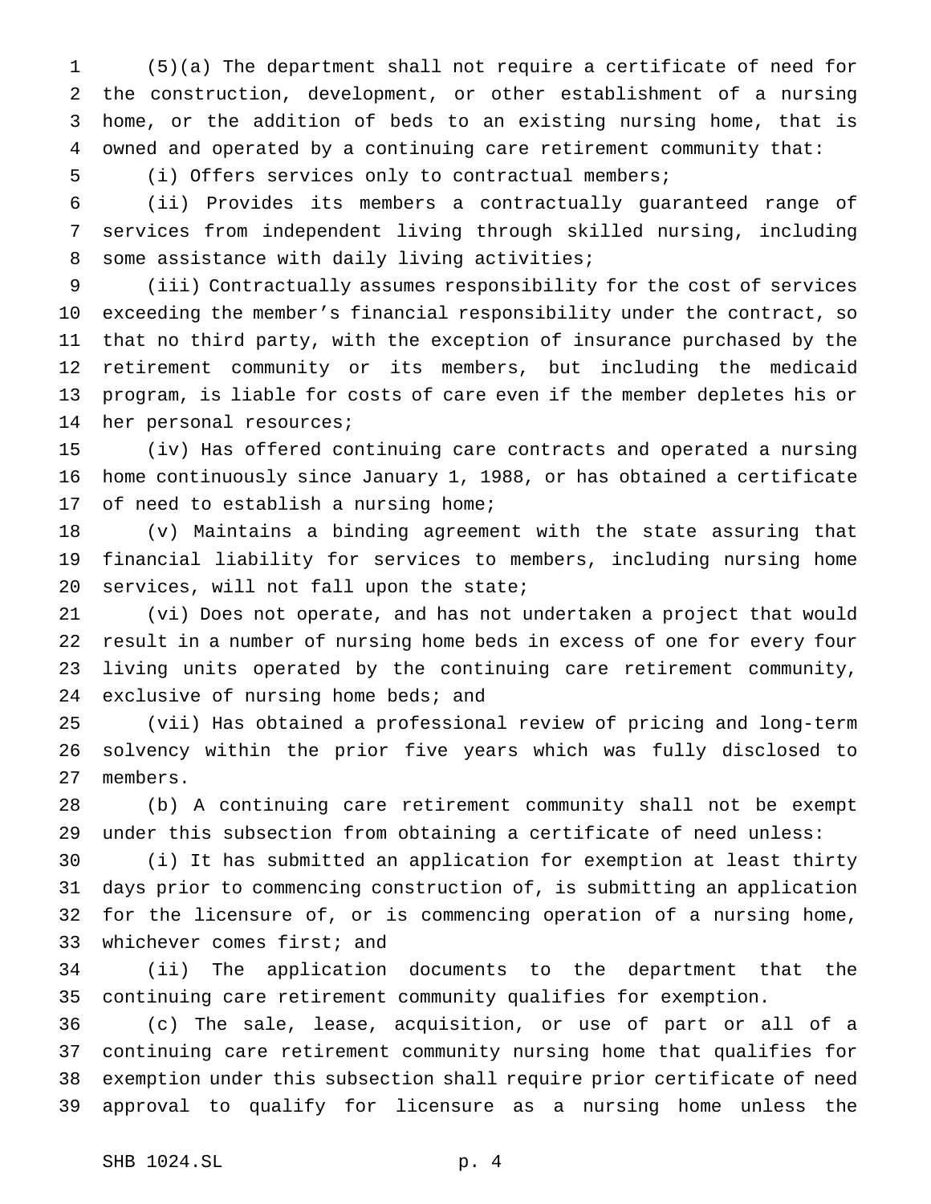(5)(a) The department shall not require a certificate of need for the construction, development, or other establishment of a nursing home, or the addition of beds to an existing nursing home, that is owned and operated by a continuing care retirement community that:

(i) Offers services only to contractual members;

(ii) Provides its members a contractually guaranteed range of services from independent living through skilled nursing, including some assistance with daily living activities;

(iii) Contractually assumes responsibility for the cost of services exceeding the member's financial responsibility under the contract, so that no third party, with the exception of insurance purchased by the retirement community or its members, but including the medicaid program, is liable for costs of care even if the member depletes his or her personal resources;

(iv) Has offered continuing care contracts and operated a nursing home continuously since January 1, 1988, or has obtained a certificate of need to establish a nursing home;

(v) Maintains a binding agreement with the state assuring that financial liability for services to members, including nursing home services, will not fall upon the state;

(vi) Does not operate, and has not undertaken a project that would result in a number of nursing home beds in excess of one for every four living units operated by the continuing care retirement community, exclusive of nursing home beds; and

(vii) Has obtained a professional review of pricing and long-term solvency within the prior five years which was fully disclosed to members.

(b) A continuing care retirement community shall not be exempt under this subsection from obtaining a certificate of need unless:

(i) It has submitted an application for exemption at least thirty days prior to commencing construction of, is submitting an application for the licensure of, or is commencing operation of a nursing home, whichever comes first; and

(ii) The application documents to the department that the continuing care retirement community qualifies for exemption.

(c) The sale, lease, acquisition, or use of part or all of a continuing care retirement community nursing home that qualifies for exemption under this subsection shall require prior certificate of need approval to qualify for licensure as a nursing home unless the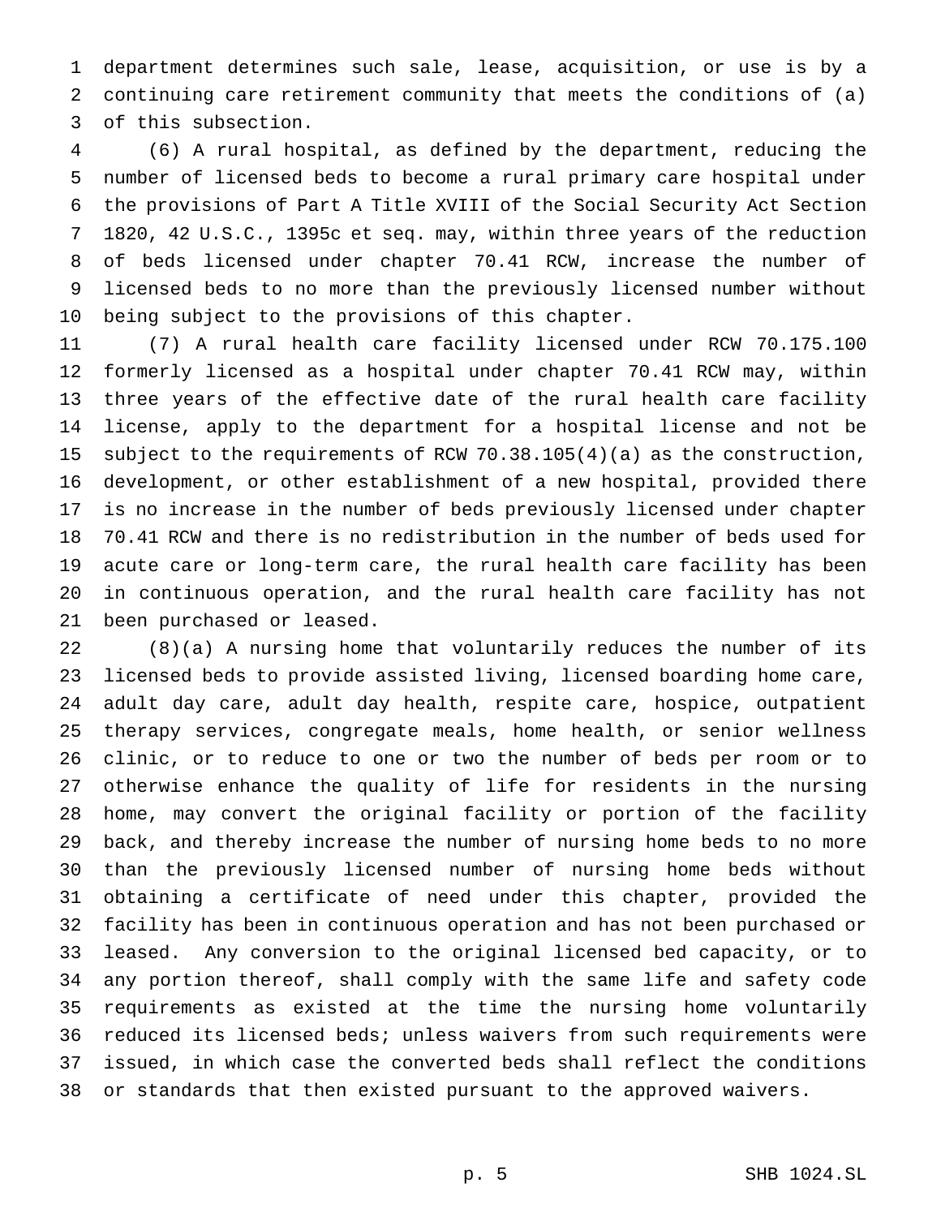department determines such sale, lease, acquisition, or use is by a continuing care retirement community that meets the conditions of (a) of this subsection.

(6) A rural hospital, as defined by the department, reducing the number of licensed beds to become a rural primary care hospital under the provisions of Part A Title XVIII of the Social Security Act Section 1820, 42 U.S.C., 1395c et seq. may, within three years of the reduction of beds licensed under chapter 70.41 RCW, increase the number of licensed beds to no more than the previously licensed number without being subject to the provisions of this chapter.

(7) A rural health care facility licensed under RCW 70.175.100 formerly licensed as a hospital under chapter 70.41 RCW may, within three years of the effective date of the rural health care facility license, apply to the department for a hospital license and not be subject to the requirements of RCW 70.38.105(4)(a) as the construction, development, or other establishment of a new hospital, provided there is no increase in the number of beds previously licensed under chapter 70.41 RCW and there is no redistribution in the number of beds used for acute care or long-term care, the rural health care facility has been in continuous operation, and the rural health care facility has not been purchased or leased.

(8)(a) A nursing home that voluntarily reduces the number of its licensed beds to provide assisted living, licensed boarding home care, adult day care, adult day health, respite care, hospice, outpatient therapy services, congregate meals, home health, or senior wellness clinic, or to reduce to one or two the number of beds per room or to otherwise enhance the quality of life for residents in the nursing home, may convert the original facility or portion of the facility back, and thereby increase the number of nursing home beds to no more than the previously licensed number of nursing home beds without obtaining a certificate of need under this chapter, provided the facility has been in continuous operation and has not been purchased or leased. Any conversion to the original licensed bed capacity, or to any portion thereof, shall comply with the same life and safety code requirements as existed at the time the nursing home voluntarily reduced its licensed beds; unless waivers from such requirements were issued, in which case the converted beds shall reflect the conditions or standards that then existed pursuant to the approved waivers.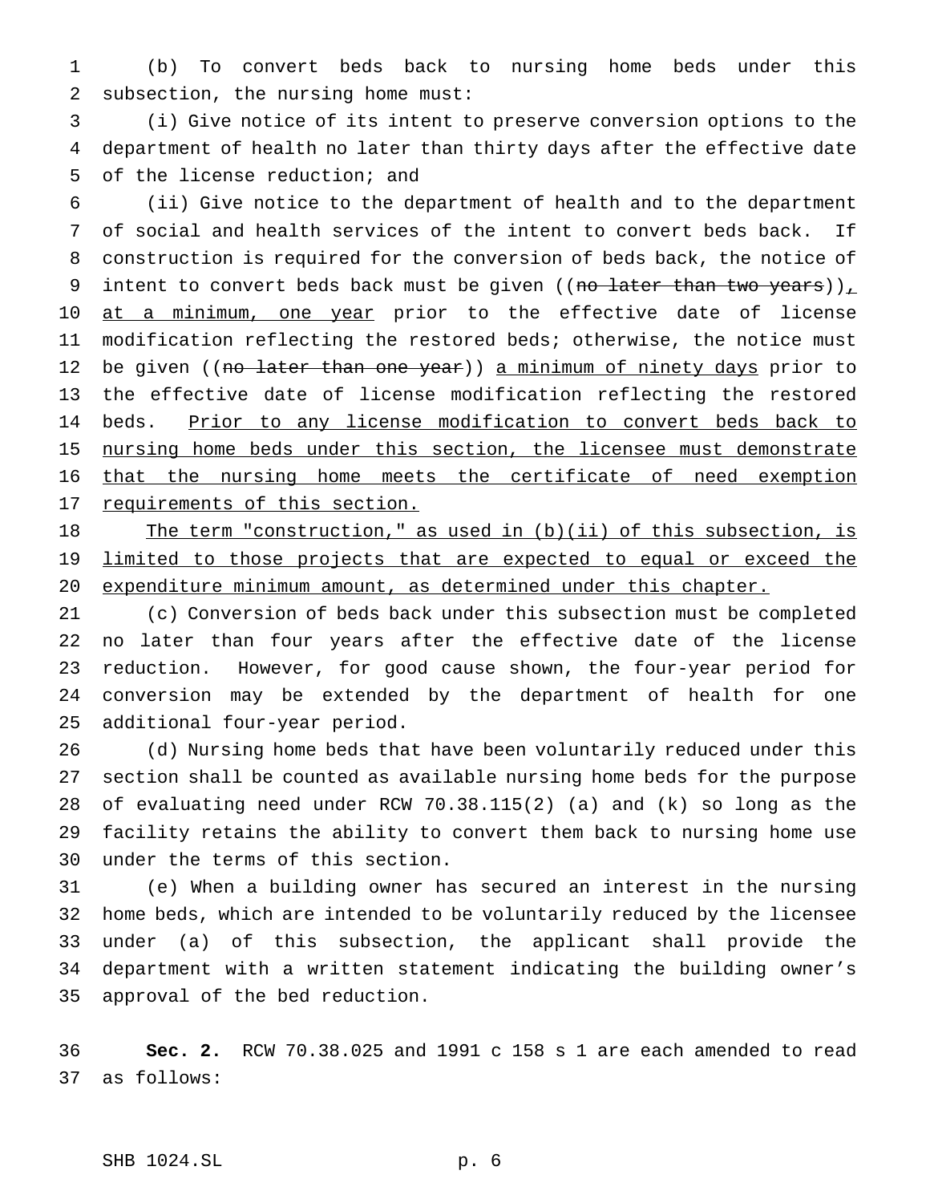(b) To convert beds back to nursing home beds under this subsection, the nursing home must:

(i) Give notice of its intent to preserve conversion options to the department of health no later than thirty days after the effective date of the license reduction; and

(ii) Give notice to the department of health and to the department of social and health services of the intent to convert beds back. If construction is required for the conversion of beds back, the notice of intent to convert beds back must be given ((~~no later than two years~~))<u>, at a minimum, one year</u> prior to the effective date of license modification reflecting the restored beds; otherwise, the notice must be given ((~~no later than one year~~)) <u>a minimum of ninety days</u> prior to the effective date of license modification reflecting the restored beds. <u>Prior to any license modification to convert beds back to nursing home beds under this section, the licensee must demonstrate that the nursing home meets the certificate of need exemption requirements of this section.</u>

<u>The term "construction," as used in (b)(ii) of this subsection, is limited to those projects that are expected to equal or exceed the expenditure minimum amount, as determined under this chapter.</u>

(c) Conversion of beds back under this subsection must be completed no later than four years after the effective date of the license reduction. However, for good cause shown, the four-year period for conversion may be extended by the department of health for one additional four-year period.

(d) Nursing home beds that have been voluntarily reduced under this section shall be counted as available nursing home beds for the purpose of evaluating need under RCW 70.38.115(2) (a) and (k) so long as the facility retains the ability to convert them back to nursing home use under the terms of this section.

(e) When a building owner has secured an interest in the nursing home beds, which are intended to be voluntarily reduced by the licensee under (a) of this subsection, the applicant shall provide the department with a written statement indicating the building owner's approval of the bed reduction.

**Sec. 2.** RCW 70.38.025 and 1991 c 158 s 1 are each amended to read as follows: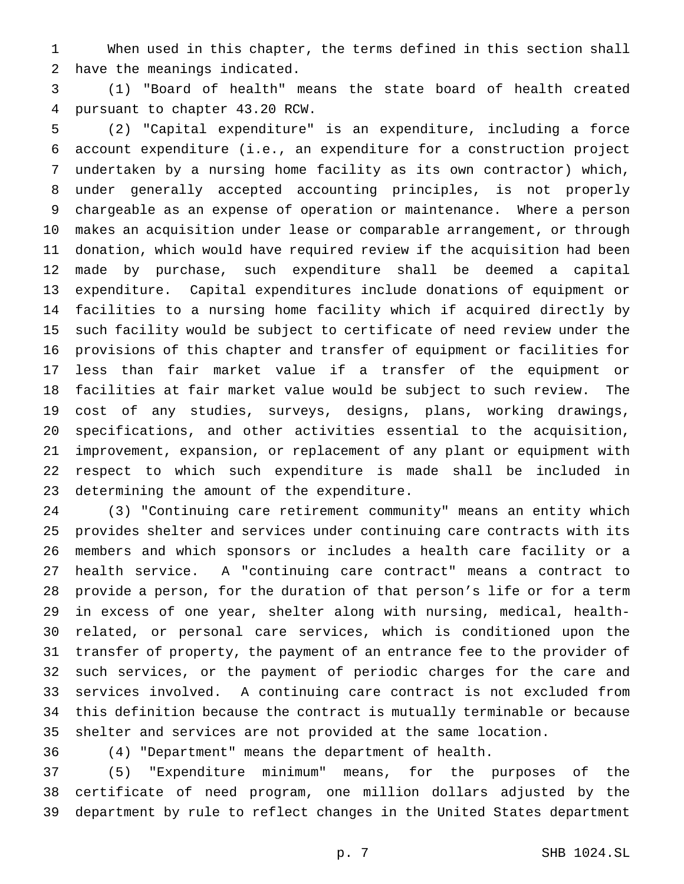When used in this chapter, the terms defined in this section shall have the meanings indicated.

(1) "Board of health" means the state board of health created pursuant to chapter 43.20 RCW.

(2) "Capital expenditure" is an expenditure, including a force account expenditure (i.e., an expenditure for a construction project undertaken by a nursing home facility as its own contractor) which, under generally accepted accounting principles, is not properly chargeable as an expense of operation or maintenance. Where a person makes an acquisition under lease or comparable arrangement, or through donation, which would have required review if the acquisition had been made by purchase, such expenditure shall be deemed a capital expenditure. Capital expenditures include donations of equipment or facilities to a nursing home facility which if acquired directly by such facility would be subject to certificate of need review under the provisions of this chapter and transfer of equipment or facilities for less than fair market value if a transfer of the equipment or facilities at fair market value would be subject to such review. The cost of any studies, surveys, designs, plans, working drawings, specifications, and other activities essential to the acquisition, improvement, expansion, or replacement of any plant or equipment with respect to which such expenditure is made shall be included in determining the amount of the expenditure.

(3) "Continuing care retirement community" means an entity which provides shelter and services under continuing care contracts with its members and which sponsors or includes a health care facility or a health service. A "continuing care contract" means a contract to provide a person, for the duration of that person's life or for a term in excess of one year, shelter along with nursing, medical, health-related, or personal care services, which is conditioned upon the transfer of property, the payment of an entrance fee to the provider of such services, or the payment of periodic charges for the care and services involved. A continuing care contract is not excluded from this definition because the contract is mutually terminable or because shelter and services are not provided at the same location.

(4) "Department" means the department of health.

(5) "Expenditure minimum" means, for the purposes of the certificate of need program, one million dollars adjusted by the department by rule to reflect changes in the United States department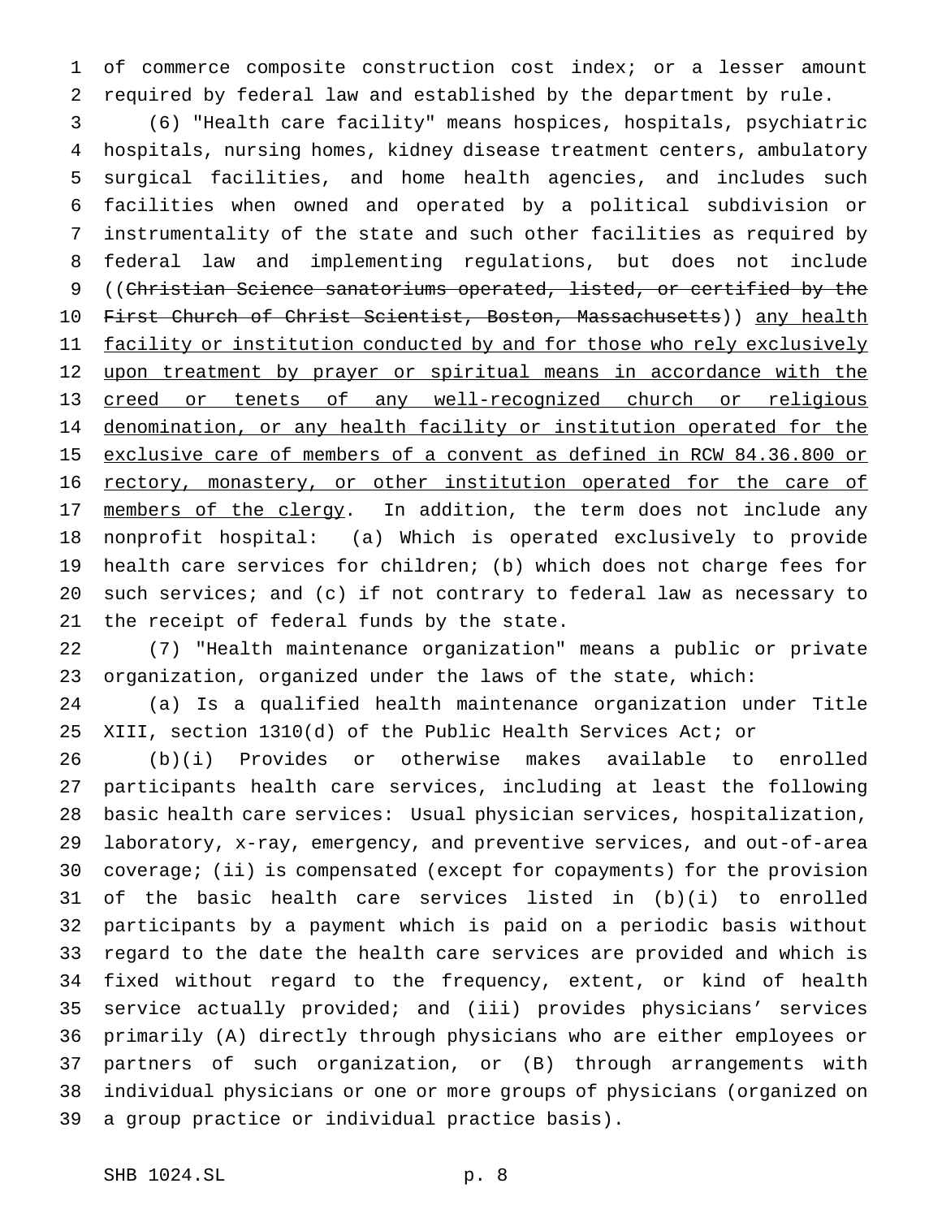of commerce composite construction cost index; or a lesser amount required by federal law and established by the department by rule.

(6) "Health care facility" means hospices, hospitals, psychiatric hospitals, nursing homes, kidney disease treatment centers, ambulatory surgical facilities, and home health agencies, and includes such facilities when owned and operated by a political subdivision or instrumentality of the state and such other facilities as required by federal law and implementing regulations, but does not include ((~~Christian Science sanatoriums operated, listed, or certified by the First Church of Christ Scientist, Boston, Massachusetts~~)) <u>any health facility or institution conducted by and for those who rely exclusively upon treatment by prayer or spiritual means in accordance with the creed or tenets of any well-recognized church or religious denomination, or any health facility or institution operated for the exclusive care of members of a convent as defined in RCW 84.36.800 or rectory, monastery, or other institution operated for the care of members of the clergy</u>. In addition, the term does not include any nonprofit hospital: (a) Which is operated exclusively to provide health care services for children; (b) which does not charge fees for such services; and (c) if not contrary to federal law as necessary to the receipt of federal funds by the state.

(7) "Health maintenance organization" means a public or private organization, organized under the laws of the state, which:

(a) Is a qualified health maintenance organization under Title XIII, section 1310(d) of the Public Health Services Act; or

(b)(i) Provides or otherwise makes available to enrolled participants health care services, including at least the following basic health care services: Usual physician services, hospitalization, laboratory, x-ray, emergency, and preventive services, and out-of-area coverage; (ii) is compensated (except for copayments) for the provision of the basic health care services listed in (b)(i) to enrolled participants by a payment which is paid on a periodic basis without regard to the date the health care services are provided and which is fixed without regard to the frequency, extent, or kind of health service actually provided; and (iii) provides physicians' services primarily (A) directly through physicians who are either employees or partners of such organization, or (B) through arrangements with individual physicians or one or more groups of physicians (organized on a group practice or individual practice basis).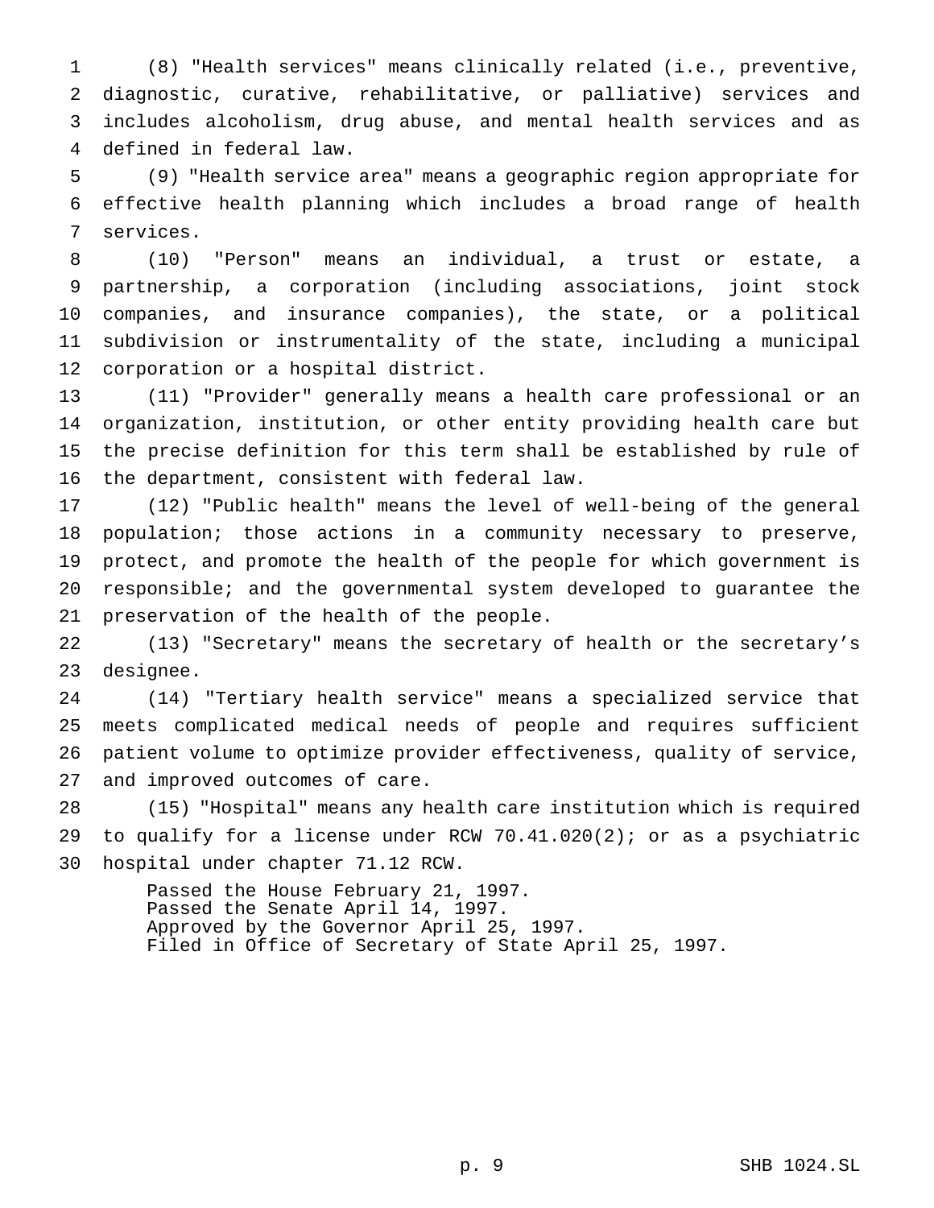(8) "Health services" means clinically related (i.e., preventive, diagnostic, curative, rehabilitative, or palliative) services and includes alcoholism, drug abuse, and mental health services and as defined in federal law.

(9) "Health service area" means a geographic region appropriate for effective health planning which includes a broad range of health services.

(10) "Person" means an individual, a trust or estate, a partnership, a corporation (including associations, joint stock companies, and insurance companies), the state, or a political subdivision or instrumentality of the state, including a municipal corporation or a hospital district.

(11) "Provider" generally means a health care professional or an organization, institution, or other entity providing health care but the precise definition for this term shall be established by rule of the department, consistent with federal law.

(12) "Public health" means the level of well-being of the general population; those actions in a community necessary to preserve, protect, and promote the health of the people for which government is responsible; and the governmental system developed to guarantee the preservation of the health of the people.

(13) "Secretary" means the secretary of health or the secretary's designee.

(14) "Tertiary health service" means a specialized service that meets complicated medical needs of people and requires sufficient patient volume to optimize provider effectiveness, quality of service, and improved outcomes of care.

(15) "Hospital" means any health care institution which is required to qualify for a license under RCW 70.41.020(2); or as a psychiatric hospital under chapter 71.12 RCW.

Passed the House February 21, 1997.
Passed the Senate April 14, 1997.
Approved by the Governor April 25, 1997.
Filed in Office of Secretary of State April 25, 1997.